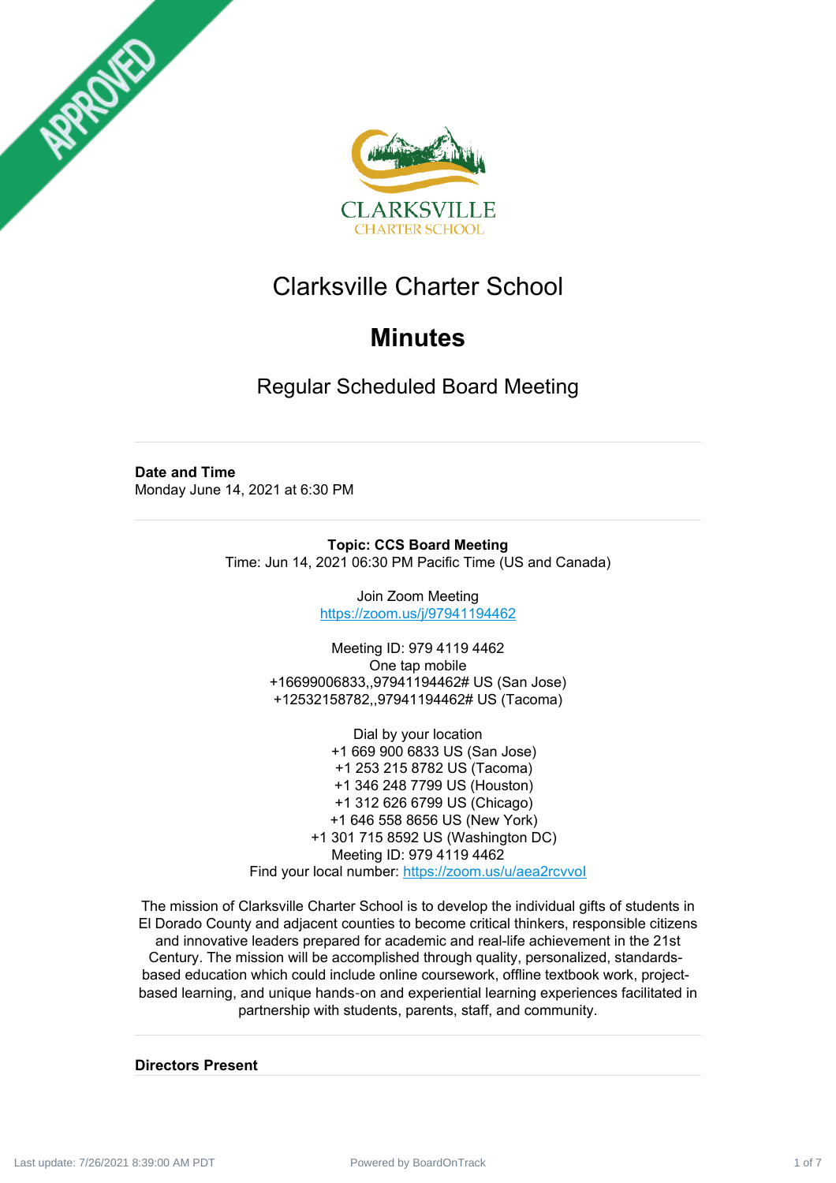APPROVED

CLARKSVILLE
CHARTER SCHOOL

# Clarksville Charter School

# Minutes

## Regular Scheduled Board Meeting

**Date and Time**
Monday June 14, 2021 at 6:30 PM

**Topic: CCS Board Meeting**
Time: Jun 14, 2021 06:30 PM Pacific Time (US and Canada)

Join Zoom Meeting
https://zoom.us/j/97941194462

Meeting ID: 979 4119 4462
One tap mobile
+16699006833,,97941194462# US (San Jose)
+12532158782,,97941194462# US (Tacoma)

Dial by your location
+1 669 900 6833 US (San Jose)
+1 253 215 8782 US (Tacoma)
+1 346 248 7799 US (Houston)
+1 312 626 6799 US (Chicago)
+1 646 558 8656 US (New York)
+1 301 715 8592 US (Washington DC)
Meeting ID: 979 4119 4462
Find your local number: https://zoom.us/u/aea2rcvvol

The mission of Clarksville Charter School is to develop the individual gifts of students in El Dorado County and adjacent counties to become critical thinkers, responsible citizens and innovative leaders prepared for academic and real-life achievement in the 21st Century. The mission will be accomplished through quality, personalized, standards-based education which could include online coursework, offline textbook work, project-based learning, and unique hands-on and experiential learning experiences facilitated in partnership with students, parents, staff, and community.

**Directors Present**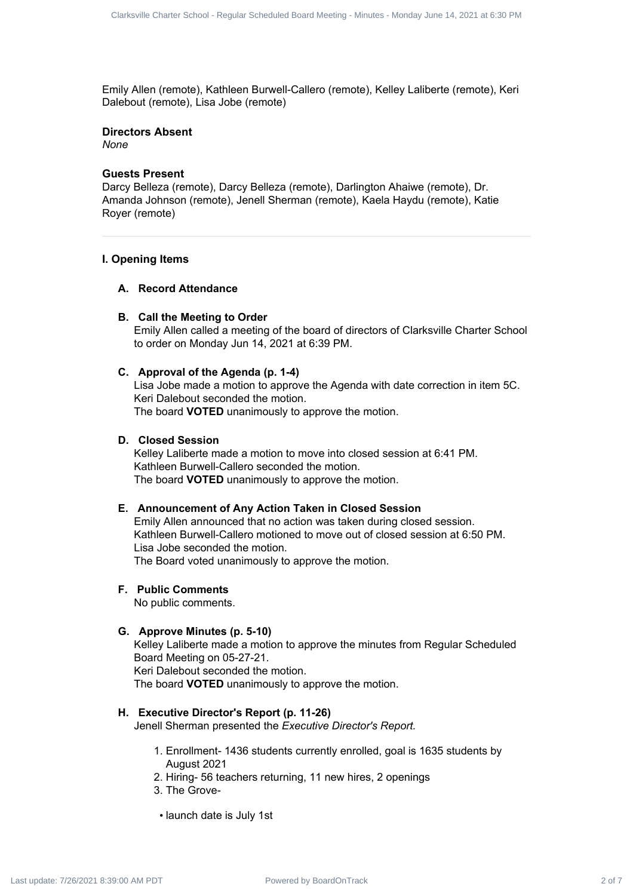Emily Allen (remote), Kathleen Burwell-Callero (remote), Kelley Laliberte (remote), Keri Dalebout (remote), Lisa Jobe (remote)

**Directors Absent**

*None*

**Guests Present**

Darcy Belleza (remote), Darcy Belleza (remote), Darlington Ahaiwe (remote), Dr. Amanda Johnson (remote), Jenell Sherman (remote), Kaela Haydu (remote), Katie Royer (remote)

---

## I. Opening Items

### A. Record Attendance

### B. Call the Meeting to Order

Emily Allen called a meeting of the board of directors of Clarksville Charter School to order on Monday Jun 14, 2021 at 6:39 PM.

### C. Approval of the Agenda (p. 1-4)

Lisa Jobe made a motion to approve the Agenda with date correction in item 5C.
Keri Dalebout seconded the motion.
The board **VOTED** unanimously to approve the motion.

### D. Closed Session

Kelley Laliberte made a motion to move into closed session at 6:41 PM.
Kathleen Burwell-Callero seconded the motion.
The board **VOTED** unanimously to approve the motion.

### E. Announcement of Any Action Taken in Closed Session

Emily Allen announced that no action was taken during closed session.
Kathleen Burwell-Callero motioned to move out of closed session at 6:50 PM.
Lisa Jobe seconded the motion.
The Board voted unanimously to approve the motion.

### F. Public Comments

No public comments.

### G. Approve Minutes (p. 5-10)

Kelley Laliberte made a motion to approve the minutes from Regular Scheduled Board Meeting on 05-27-21.
Keri Dalebout seconded the motion.
The board **VOTED** unanimously to approve the motion.

### H. Executive Director's Report (p. 11-26)

Jenell Sherman presented the *Executive Director's Report.*

1. Enrollment- 1436 students currently enrolled, goal is 1635 students by August 2021
2. Hiring- 56 teachers returning, 11 new hires, 2 openings
3. The Grove-
   - launch date is July 1st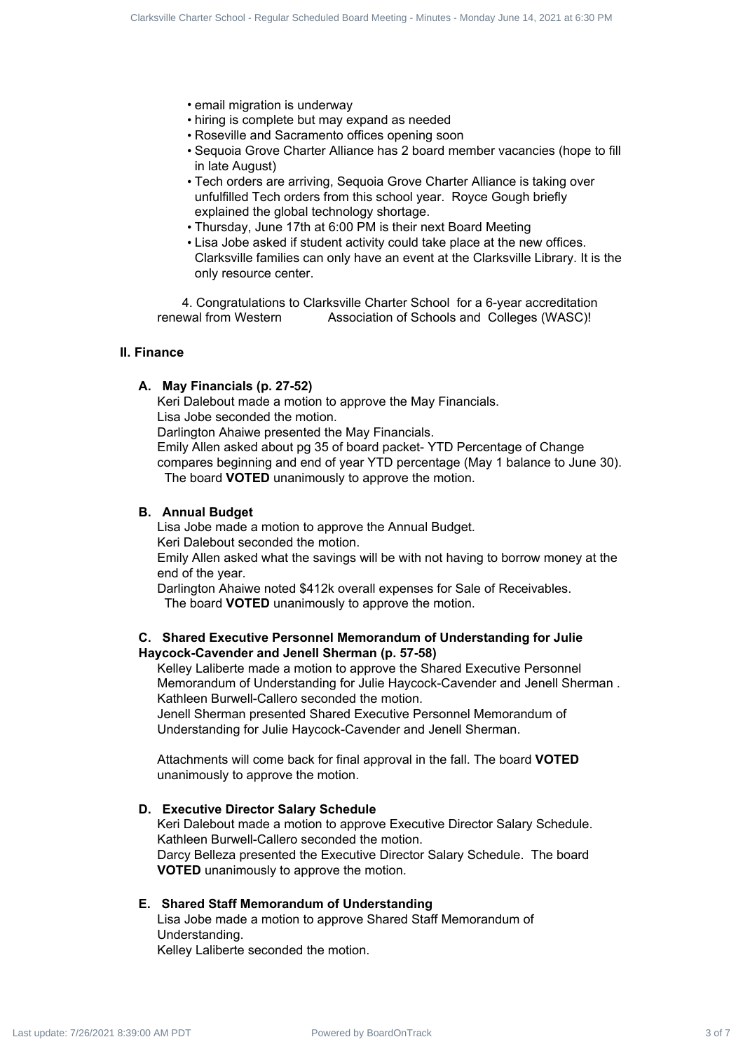- email migration is underway
- hiring is complete but may expand as needed
- Roseville and Sacramento offices opening soon
- Sequoia Grove Charter Alliance has 2 board member vacancies (hope to fill in late August)
- Tech orders are arriving, Sequoia Grove Charter Alliance is taking over unfulfilled Tech orders from this school year. Royce Gough briefly explained the global technology shortage.
- Thursday, June 17th at 6:00 PM is their next Board Meeting
- Lisa Jobe asked if student activity could take place at the new offices. Clarksville families can only have an event at the Clarksville Library. It is the only resource center.

4. Congratulations to Clarksville Charter School for a 6-year accreditation renewal from Western Association of Schools and Colleges (WASC)!

## II. Finance

### A. May Financials (p. 27-52)

Keri Dalebout made a motion to approve the May Financials.
Lisa Jobe seconded the motion.
Darlington Ahaiwe presented the May Financials.
Emily Allen asked about pg 35 of board packet- YTD Percentage of Change compares beginning and end of year YTD percentage (May 1 balance to June 30).
The board **VOTED** unanimously to approve the motion.

### B. Annual Budget

Lisa Jobe made a motion to approve the Annual Budget.
Keri Dalebout seconded the motion.
Emily Allen asked what the savings will be with not having to borrow money at the end of the year.
Darlington Ahaiwe noted $412k overall expenses for Sale of Receivables.
The board **VOTED** unanimously to approve the motion.

### C. Shared Executive Personnel Memorandum of Understanding for Julie Haycock-Cavender and Jenell Sherman (p. 57-58)

Kelley Laliberte made a motion to approve the Shared Executive Personnel Memorandum of Understanding for Julie Haycock-Cavender and Jenell Sherman .
Kathleen Burwell-Callero seconded the motion.
Jenell Sherman presented Shared Executive Personnel Memorandum of Understanding for Julie Haycock-Cavender and Jenell Sherman.

Attachments will come back for final approval in the fall. The board **VOTED** unanimously to approve the motion.

### D. Executive Director Salary Schedule

Keri Dalebout made a motion to approve Executive Director Salary Schedule.
Kathleen Burwell-Callero seconded the motion.
Darcy Belleza presented the Executive Director Salary Schedule. The board **VOTED** unanimously to approve the motion.

### E. Shared Staff Memorandum of Understanding

Lisa Jobe made a motion to approve Shared Staff Memorandum of Understanding.
Kelley Laliberte seconded the motion.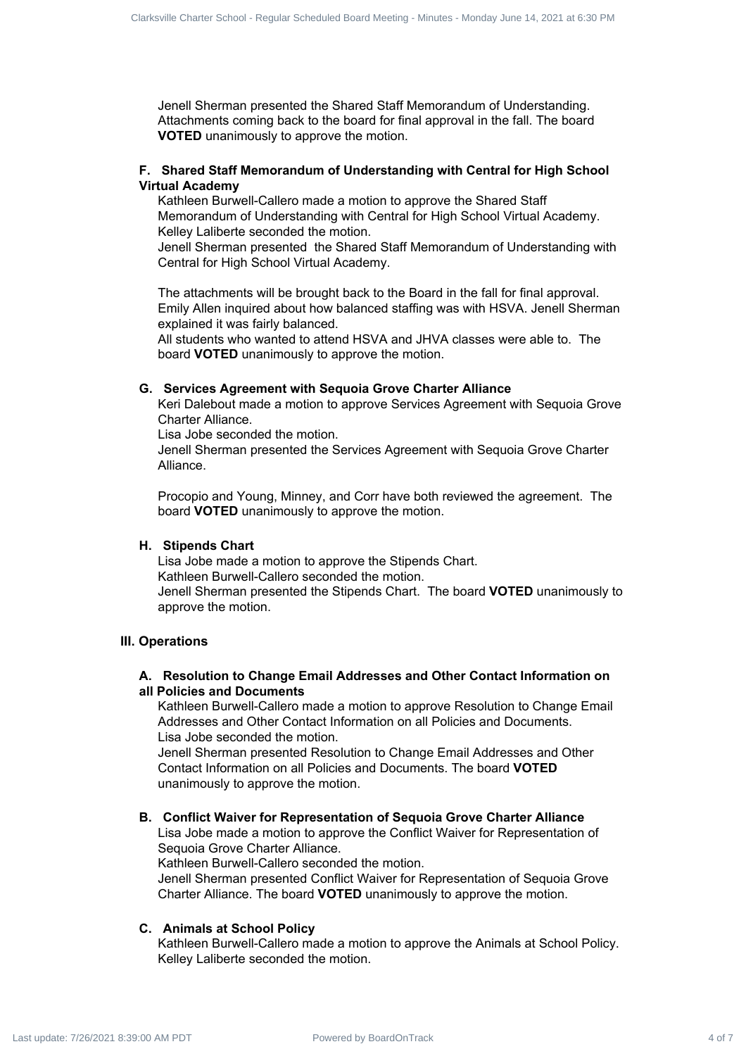Jenell Sherman presented the Shared Staff Memorandum of Understanding. Attachments coming back to the board for final approval in the fall. The board **VOTED** unanimously to approve the motion.

### F. Shared Staff Memorandum of Understanding with Central for High School Virtual Academy

Kathleen Burwell-Callero made a motion to approve the Shared Staff Memorandum of Understanding with Central for High School Virtual Academy.
Kelley Laliberte seconded the motion.
Jenell Sherman presented the Shared Staff Memorandum of Understanding with Central for High School Virtual Academy.

The attachments will be brought back to the Board in the fall for final approval. Emily Allen inquired about how balanced staffing was with HSVA. Jenell Sherman explained it was fairly balanced.
All students who wanted to attend HSVA and JHVA classes were able to. The board **VOTED** unanimously to approve the motion.

### G. Services Agreement with Sequoia Grove Charter Alliance

Keri Dalebout made a motion to approve Services Agreement with Sequoia Grove Charter Alliance.
Lisa Jobe seconded the motion.
Jenell Sherman presented the Services Agreement with Sequoia Grove Charter Alliance.

Procopio and Young, Minney, and Corr have both reviewed the agreement. The board **VOTED** unanimously to approve the motion.

### H. Stipends Chart

Lisa Jobe made a motion to approve the Stipends Chart.
Kathleen Burwell-Callero seconded the motion.
Jenell Sherman presented the Stipends Chart. The board **VOTED** unanimously to approve the motion.

## III. Operations

### A. Resolution to Change Email Addresses and Other Contact Information on all Policies and Documents

Kathleen Burwell-Callero made a motion to approve Resolution to Change Email Addresses and Other Contact Information on all Policies and Documents.
Lisa Jobe seconded the motion.
Jenell Sherman presented Resolution to Change Email Addresses and Other Contact Information on all Policies and Documents. The board **VOTED** unanimously to approve the motion.

### B. Conflict Waiver for Representation of Sequoia Grove Charter Alliance

Lisa Jobe made a motion to approve the Conflict Waiver for Representation of Sequoia Grove Charter Alliance.
Kathleen Burwell-Callero seconded the motion.
Jenell Sherman presented Conflict Waiver for Representation of Sequoia Grove Charter Alliance. The board **VOTED** unanimously to approve the motion.

### C. Animals at School Policy

Kathleen Burwell-Callero made a motion to approve the Animals at School Policy.
Kelley Laliberte seconded the motion.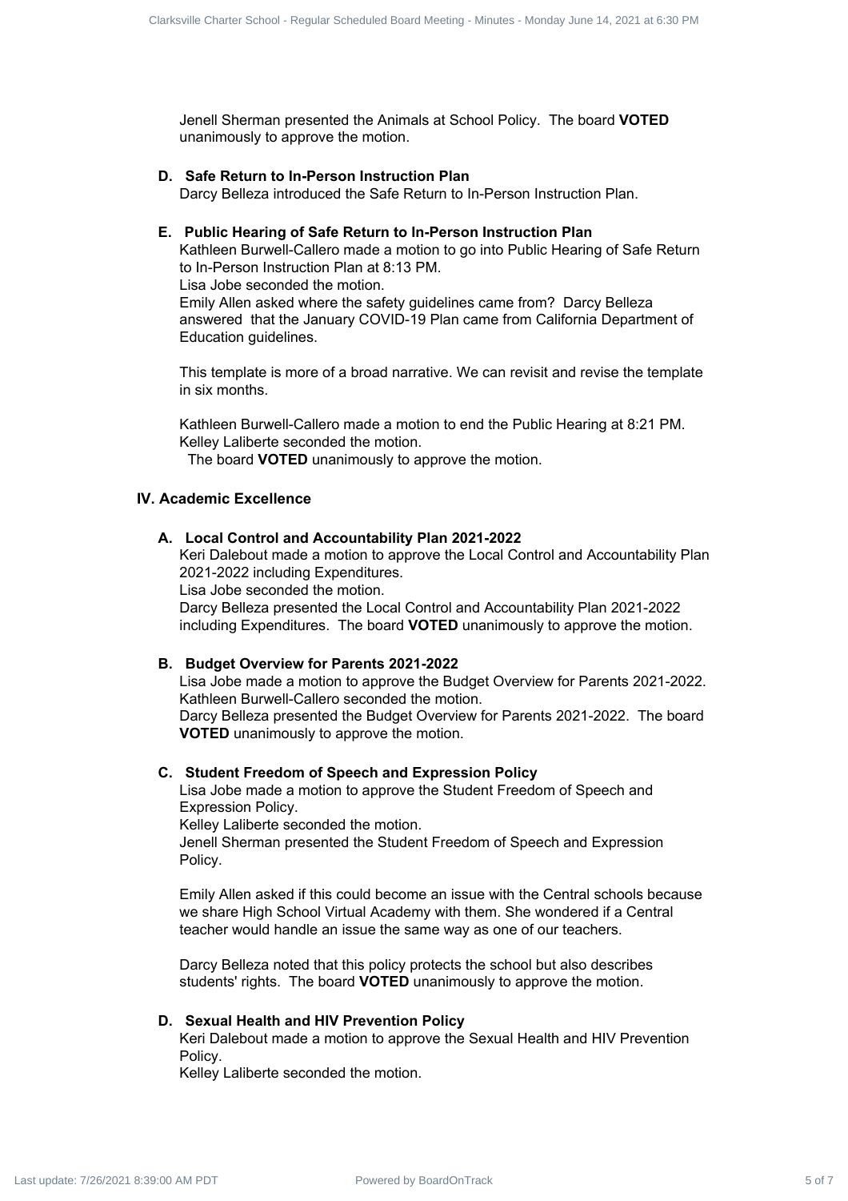Jenell Sherman presented the Animals at School Policy. The board **VOTED** unanimously to approve the motion.

**D. Safe Return to In-Person Instruction Plan**

Darcy Belleza introduced the Safe Return to In-Person Instruction Plan.

**E. Public Hearing of Safe Return to In-Person Instruction Plan**

Kathleen Burwell-Callero made a motion to go into Public Hearing of Safe Return to In-Person Instruction Plan at 8:13 PM.
Lisa Jobe seconded the motion.
Emily Allen asked where the safety guidelines came from? Darcy Belleza answered that the January COVID-19 Plan came from California Department of Education guidelines.

This template is more of a broad narrative. We can revisit and revise the template in six months.

Kathleen Burwell-Callero made a motion to end the Public Hearing at 8:21 PM.
Kelley Laliberte seconded the motion.
The board **VOTED** unanimously to approve the motion.

## IV. Academic Excellence

**A. Local Control and Accountability Plan 2021-2022**

Keri Dalebout made a motion to approve the Local Control and Accountability Plan 2021-2022 including Expenditures.
Lisa Jobe seconded the motion.
Darcy Belleza presented the Local Control and Accountability Plan 2021-2022 including Expenditures. The board **VOTED** unanimously to approve the motion.

**B. Budget Overview for Parents 2021-2022**

Lisa Jobe made a motion to approve the Budget Overview for Parents 2021-2022.
Kathleen Burwell-Callero seconded the motion.
Darcy Belleza presented the Budget Overview for Parents 2021-2022. The board **VOTED** unanimously to approve the motion.

**C. Student Freedom of Speech and Expression Policy**

Lisa Jobe made a motion to approve the Student Freedom of Speech and Expression Policy.
Kelley Laliberte seconded the motion.
Jenell Sherman presented the Student Freedom of Speech and Expression Policy.

Emily Allen asked if this could become an issue with the Central schools because we share High School Virtual Academy with them. She wondered if a Central teacher would handle an issue the same way as one of our teachers.

Darcy Belleza noted that this policy protects the school but also describes students' rights. The board **VOTED** unanimously to approve the motion.

**D. Sexual Health and HIV Prevention Policy**

Keri Dalebout made a motion to approve the Sexual Health and HIV Prevention Policy.
Kelley Laliberte seconded the motion.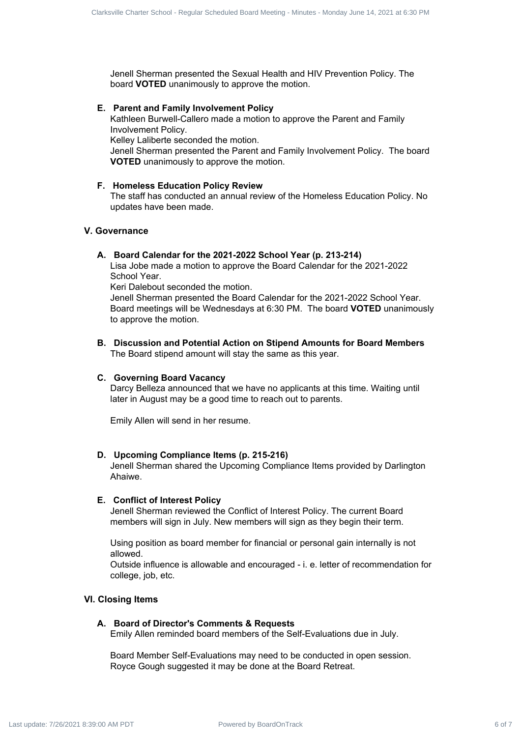Jenell Sherman presented the Sexual Health and HIV Prevention Policy. The board **VOTED** unanimously to approve the motion.

**E. Parent and Family Involvement Policy**

Kathleen Burwell-Callero made a motion to approve the Parent and Family Involvement Policy.
Kelley Laliberte seconded the motion.
Jenell Sherman presented the Parent and Family Involvement Policy. The board **VOTED** unanimously to approve the motion.

**F. Homeless Education Policy Review**

The staff has conducted an annual review of the Homeless Education Policy. No updates have been made.

## V. Governance

**A. Board Calendar for the 2021-2022 School Year (p. 213-214)**

Lisa Jobe made a motion to approve the Board Calendar for the 2021-2022 School Year.
Keri Dalebout seconded the motion.
Jenell Sherman presented the Board Calendar for the 2021-2022 School Year. Board meetings will be Wednesdays at 6:30 PM. The board **VOTED** unanimously to approve the motion.

**B. Discussion and Potential Action on Stipend Amounts for Board Members**

The Board stipend amount will stay the same as this year.

**C. Governing Board Vacancy**

Darcy Belleza announced that we have no applicants at this time. Waiting until later in August may be a good time to reach out to parents.

Emily Allen will send in her resume.

**D. Upcoming Compliance Items (p. 215-216)**

Jenell Sherman shared the Upcoming Compliance Items provided by Darlington Ahaiwe.

**E. Conflict of Interest Policy**

Jenell Sherman reviewed the Conflict of Interest Policy. The current Board members will sign in July. New members will sign as they begin their term.

Using position as board member for financial or personal gain internally is not allowed.
Outside influence is allowable and encouraged - i. e. letter of recommendation for college, job, etc.

## VI. Closing Items

**A. Board of Director's Comments & Requests**

Emily Allen reminded board members of the Self-Evaluations due in July.

Board Member Self-Evaluations may need to be conducted in open session. Royce Gough suggested it may be done at the Board Retreat.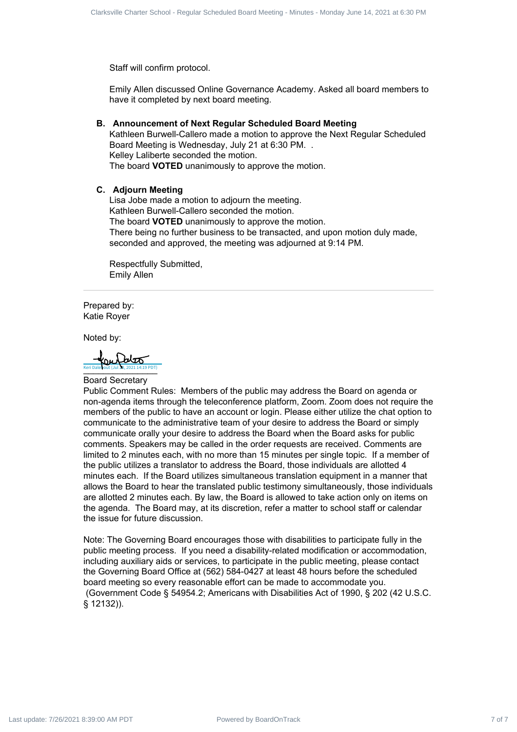Staff will confirm protocol.

Emily Allen discussed Online Governance Academy. Asked all board members to have it completed by next board meeting.

**B. Announcement of Next Regular Scheduled Board Meeting**

Kathleen Burwell-Callero made a motion to approve the Next Regular Scheduled Board Meeting is Wednesday, July 21 at 6:30 PM. .
Kelley Laliberte seconded the motion.
The board **VOTED** unanimously to approve the motion.

**C. Adjourn Meeting**

Lisa Jobe made a motion to adjourn the meeting.
Kathleen Burwell-Callero seconded the motion.
The board **VOTED** unanimously to approve the motion.
There being no further business to be transacted, and upon motion duly made, seconded and approved, the meeting was adjourned at 9:14 PM.

Respectfully Submitted,
Emily Allen

---

Prepared by:
Katie Royer

Noted by:

Keri Dalebout (Jul 28, 2021 14:19 PDT)

Board Secretary

Public Comment Rules: Members of the public may address the Board on agenda or non-agenda items through the teleconference platform, Zoom. Zoom does not require the members of the public to have an account or login. Please either utilize the chat option to communicate to the administrative team of your desire to address the Board or simply communicate orally your desire to address the Board when the Board asks for public comments. Speakers may be called in the order requests are received. Comments are limited to 2 minutes each, with no more than 15 minutes per single topic. If a member of the public utilizes a translator to address the Board, those individuals are allotted 4 minutes each. If the Board utilizes simultaneous translation equipment in a manner that allows the Board to hear the translated public testimony simultaneously, those individuals are allotted 2 minutes each. By law, the Board is allowed to take action only on items on the agenda. The Board may, at its discretion, refer a matter to school staff or calendar the issue for future discussion.

Note: The Governing Board encourages those with disabilities to participate fully in the public meeting process. If you need a disability-related modification or accommodation, including auxiliary aids or services, to participate in the public meeting, please contact the Governing Board Office at (562) 584-0427 at least 48 hours before the scheduled board meeting so every reasonable effort can be made to accommodate you. (Government Code § 54954.2; Americans with Disabilities Act of 1990, § 202 (42 U.S.C. § 12132)).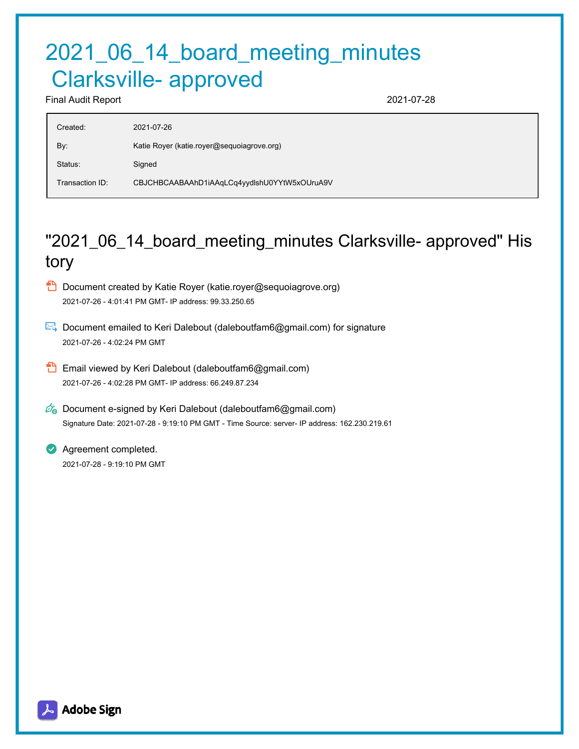# 2021_06_14_board_meeting_minutes Clarksville- approved

Final Audit Report 2021-07-28

| | |
|---|---|
| Created: | 2021-07-26 |
| By: | Katie Royer (katie.royer@sequoiagrove.org) |
| Status: | Signed |
| Transaction ID: | CBJCHBCAABAAhD1iAAqLCq4yydlshU0YYtW5xOUruA9V |

## "2021_06_14_board_meeting_minutes Clarksville- approved" History

- Document created by Katie Royer (katie.royer@sequoiagrove.org)
  2021-07-26 - 4:01:41 PM GMT- IP address: 99.33.250.65

- Document emailed to Keri Dalebout (daleboutfam6@gmail.com) for signature
  2021-07-26 - 4:02:24 PM GMT

- Email viewed by Keri Dalebout (daleboutfam6@gmail.com)
  2021-07-26 - 4:02:28 PM GMT- IP address: 66.249.87.234

- Document e-signed by Keri Dalebout (daleboutfam6@gmail.com)
  Signature Date: 2021-07-28 - 9:19:10 PM GMT - Time Source: server- IP address: 162.230.219.61

- Agreement completed.
  2021-07-28 - 9:19:10 PM GMT

Adobe Sign